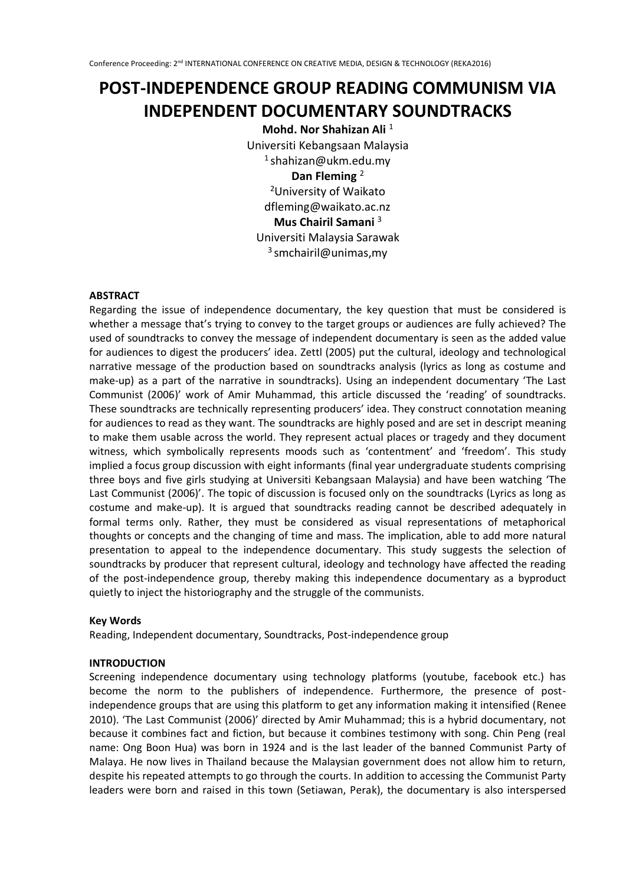# POST-INDEPENDENCE GROUP READING COMMUNISM VIA INDEPENDENT DOCUMENTARY SOUNDTRACKS

**Mohd. Nor Shahizan Ali** [1]
Universiti Kebangsaan Malaysia
[1] shahizan@ukm.edu.my

**Dan Fleming** [2]
[2]University of Waikato
dfleming@waikato.ac.nz

**Mus Chairil Samani** [3]
Universiti Malaysia Sarawak
[3] smchairil@unimas,my

**ABSTRACT**

Regarding the issue of independence documentary, the key question that must be considered is whether a message that's trying to convey to the target groups or audiences are fully achieved? The used of soundtracks to convey the message of independent documentary is seen as the added value for audiences to digest the producers' idea. Zettl (2005) put the cultural, ideology and technological narrative message of the production based on soundtracks analysis (lyrics as long as costume and make-up) as a part of the narrative in soundtracks). Using an independent documentary 'The Last Communist (2006)' work of Amir Muhammad, this article discussed the 'reading' of soundtracks. These soundtracks are technically representing producers' idea. They construct connotation meaning for audiences to read as they want. The soundtracks are highly posed and are set in descript meaning to make them usable across the world. They represent actual places or tragedy and they document witness, which symbolically represents moods such as 'contentment' and 'freedom'. This study implied a focus group discussion with eight informants (final year undergraduate students comprising three boys and five girls studying at Universiti Kebangsaan Malaysia) and have been watching 'The Last Communist (2006)'. The topic of discussion is focused only on the soundtracks (Lyrics as long as costume and make-up). It is argued that soundtracks reading cannot be described adequately in formal terms only. Rather, they must be considered as visual representations of metaphorical thoughts or concepts and the changing of time and mass. The implication, able to add more natural presentation to appeal to the independence documentary. This study suggests the selection of soundtracks by producer that represent cultural, ideology and technology have affected the reading of the post-independence group, thereby making this independence documentary as a byproduct quietly to inject the historiography and the struggle of the communists.

**Key Words**

Reading, Independent documentary, Soundtracks, Post-independence group

**INTRODUCTION**

Screening independence documentary using technology platforms (youtube, facebook etc.) has become the norm to the publishers of independence. Furthermore, the presence of post-independence groups that are using this platform to get any information making it intensified (Renee 2010). 'The Last Communist (2006)' directed by Amir Muhammad; this is a hybrid documentary, not because it combines fact and fiction, but because it combines testimony with song. Chin Peng (real name: Ong Boon Hua) was born in 1924 and is the last leader of the banned Communist Party of Malaya. He now lives in Thailand because the Malaysian government does not allow him to return, despite his repeated attempts to go through the courts. In addition to accessing the Communist Party leaders were born and raised in this town (Setiawan, Perak), the documentary is also interspersed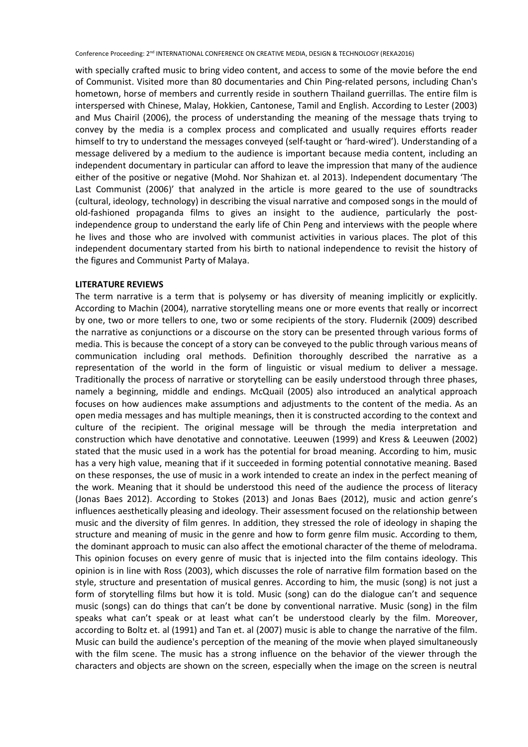with specially crafted music to bring video content, and access to some of the movie before the end of Communist. Visited more than 80 documentaries and Chin Ping-related persons, including Chan's hometown, horse of members and currently reside in southern Thailand guerrillas. The entire film is interspersed with Chinese, Malay, Hokkien, Cantonese, Tamil and English. According to Lester (2003) and Mus Chairil (2006), the process of understanding the meaning of the message thats trying to convey by the media is a complex process and complicated and usually requires efforts reader himself to try to understand the messages conveyed (self-taught or 'hard-wired'). Understanding of a message delivered by a medium to the audience is important because media content, including an independent documentary in particular can afford to leave the impression that many of the audience either of the positive or negative (Mohd. Nor Shahizan et. al 2013). Independent documentary 'The Last Communist (2006)' that analyzed in the article is more geared to the use of soundtracks (cultural, ideology, technology) in describing the visual narrative and composed songs in the mould of old-fashioned propaganda films to gives an insight to the audience, particularly the post-independence group to understand the early life of Chin Peng and interviews with the people where he lives and those who are involved with communist activities in various places. The plot of this independent documentary started from his birth to national independence to revisit the history of the figures and Communist Party of Malaya.

## LITERATURE REVIEWS

The term narrative is a term that is polysemy or has diversity of meaning implicitly or explicitly. According to Machin (2004), narrative storytelling means one or more events that really or incorrect by one, two or more tellers to one, two or some recipients of the story. Fludernik (2009) described the narrative as conjunctions or a discourse on the story can be presented through various forms of media. This is because the concept of a story can be conveyed to the public through various means of communication including oral methods. Definition thoroughly described the narrative as a representation of the world in the form of linguistic or visual medium to deliver a message. Traditionally the process of narrative or storytelling can be easily understood through three phases, namely a beginning, middle and endings. McQuail (2005) also introduced an analytical approach focuses on how audiences make assumptions and adjustments to the content of the media. As an open media messages and has multiple meanings, then it is constructed according to the context and culture of the recipient. The original message will be through the media interpretation and construction which have denotative and connotative. Leeuwen (1999) and Kress & Leeuwen (2002) stated that the music used in a work has the potential for broad meaning. According to him, music has a very high value, meaning that if it succeeded in forming potential connotative meaning. Based on these responses, the use of music in a work intended to create an index in the perfect meaning of the work. Meaning that it should be understood this need of the audience the process of literacy (Jonas Baes 2012). According to Stokes (2013) and Jonas Baes (2012), music and action genre's influences aesthetically pleasing and ideology. Their assessment focused on the relationship between music and the diversity of film genres. In addition, they stressed the role of ideology in shaping the structure and meaning of music in the genre and how to form genre film music. According to them, the dominant approach to music can also affect the emotional character of the theme of melodrama. This opinion focuses on every genre of music that is injected into the film contains ideology. This opinion is in line with Ross (2003), which discusses the role of narrative film formation based on the style, structure and presentation of musical genres. According to him, the music (song) is not just a form of storytelling films but how it is told. Music (song) can do the dialogue can't and sequence music (songs) can do things that can't be done by conventional narrative. Music (song) in the film speaks what can't speak or at least what can't be understood clearly by the film. Moreover, according to Boltz et. al (1991) and Tan et. al (2007) music is able to change the narrative of the film. Music can build the audience's perception of the meaning of the movie when played simultaneously with the film scene. The music has a strong influence on the behavior of the viewer through the characters and objects are shown on the screen, especially when the image on the screen is neutral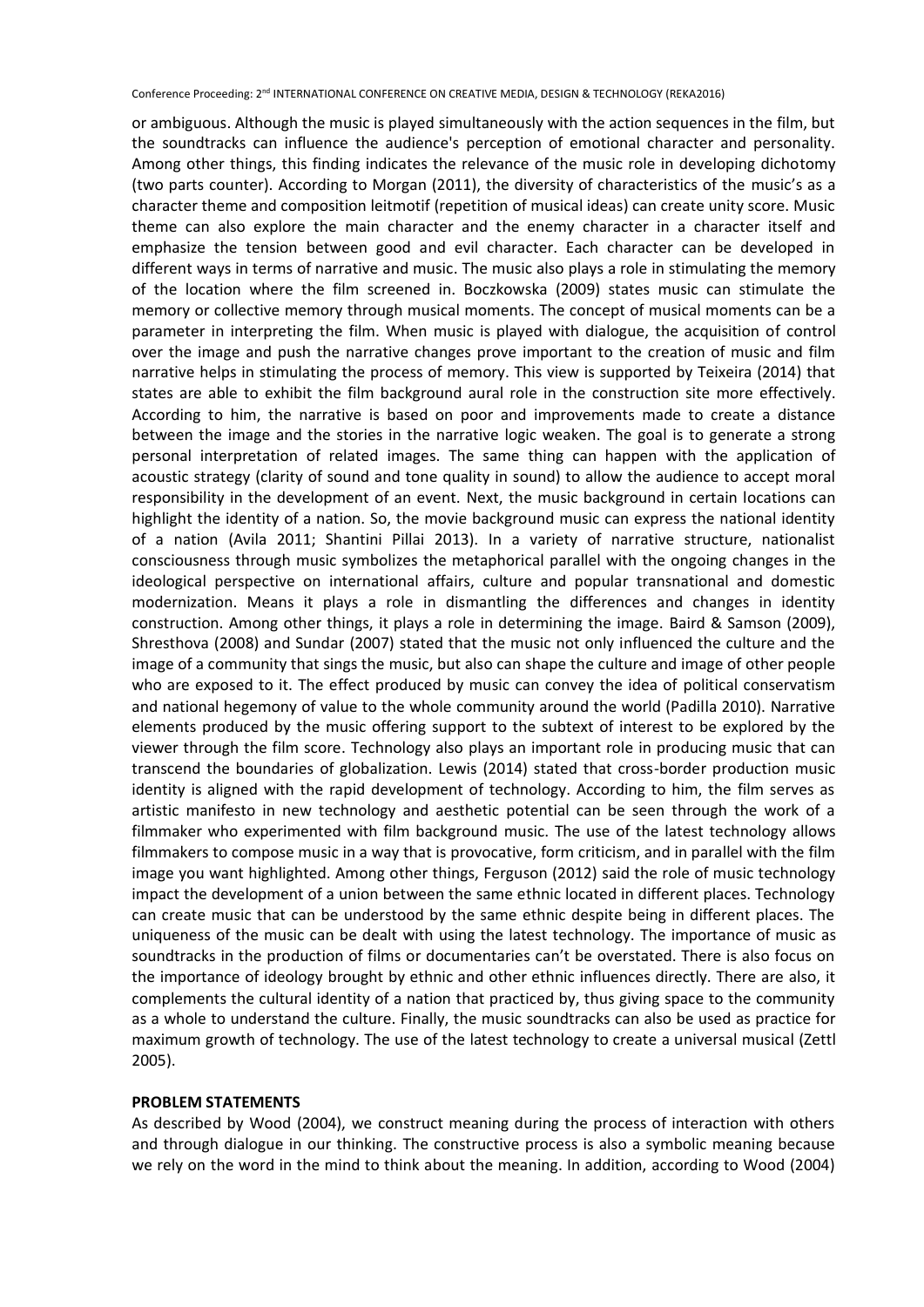or ambiguous. Although the music is played simultaneously with the action sequences in the film, but the soundtracks can influence the audience's perception of emotional character and personality. Among other things, this finding indicates the relevance of the music role in developing dichotomy (two parts counter). According to Morgan (2011), the diversity of characteristics of the music's as a character theme and composition leitmotif (repetition of musical ideas) can create unity score. Music theme can also explore the main character and the enemy character in a character itself and emphasize the tension between good and evil character. Each character can be developed in different ways in terms of narrative and music. The music also plays a role in stimulating the memory of the location where the film screened in. Boczkowska (2009) states music can stimulate the memory or collective memory through musical moments. The concept of musical moments can be a parameter in interpreting the film. When music is played with dialogue, the acquisition of control over the image and push the narrative changes prove important to the creation of music and film narrative helps in stimulating the process of memory. This view is supported by Teixeira (2014) that states are able to exhibit the film background aural role in the construction site more effectively. According to him, the narrative is based on poor and improvements made to create a distance between the image and the stories in the narrative logic weaken. The goal is to generate a strong personal interpretation of related images. The same thing can happen with the application of acoustic strategy (clarity of sound and tone quality in sound) to allow the audience to accept moral responsibility in the development of an event. Next, the music background in certain locations can highlight the identity of a nation. So, the movie background music can express the national identity of a nation (Avila 2011; Shantini Pillai 2013). In a variety of narrative structure, nationalist consciousness through music symbolizes the metaphorical parallel with the ongoing changes in the ideological perspective on international affairs, culture and popular transnational and domestic modernization. Means it plays a role in dismantling the differences and changes in identity construction. Among other things, it plays a role in determining the image. Baird & Samson (2009), Shresthova (2008) and Sundar (2007) stated that the music not only influenced the culture and the image of a community that sings the music, but also can shape the culture and image of other people who are exposed to it. The effect produced by music can convey the idea of political conservatism and national hegemony of value to the whole community around the world (Padilla 2010). Narrative elements produced by the music offering support to the subtext of interest to be explored by the viewer through the film score. Technology also plays an important role in producing music that can transcend the boundaries of globalization. Lewis (2014) stated that cross-border production music identity is aligned with the rapid development of technology. According to him, the film serves as artistic manifesto in new technology and aesthetic potential can be seen through the work of a filmmaker who experimented with film background music. The use of the latest technology allows filmmakers to compose music in a way that is provocative, form criticism, and in parallel with the film image you want highlighted. Among other things, Ferguson (2012) said the role of music technology impact the development of a union between the same ethnic located in different places. Technology can create music that can be understood by the same ethnic despite being in different places. The uniqueness of the music can be dealt with using the latest technology. The importance of music as soundtracks in the production of films or documentaries can't be overstated. There is also focus on the importance of ideology brought by ethnic and other ethnic influences directly. There are also, it complements the cultural identity of a nation that practiced by, thus giving space to the community as a whole to understand the culture. Finally, the music soundtracks can also be used as practice for maximum growth of technology. The use of the latest technology to create a universal musical (Zettl 2005).

## PROBLEM STATEMENTS

As described by Wood (2004), we construct meaning during the process of interaction with others and through dialogue in our thinking. The constructive process is also a symbolic meaning because we rely on the word in the mind to think about the meaning. In addition, according to Wood (2004)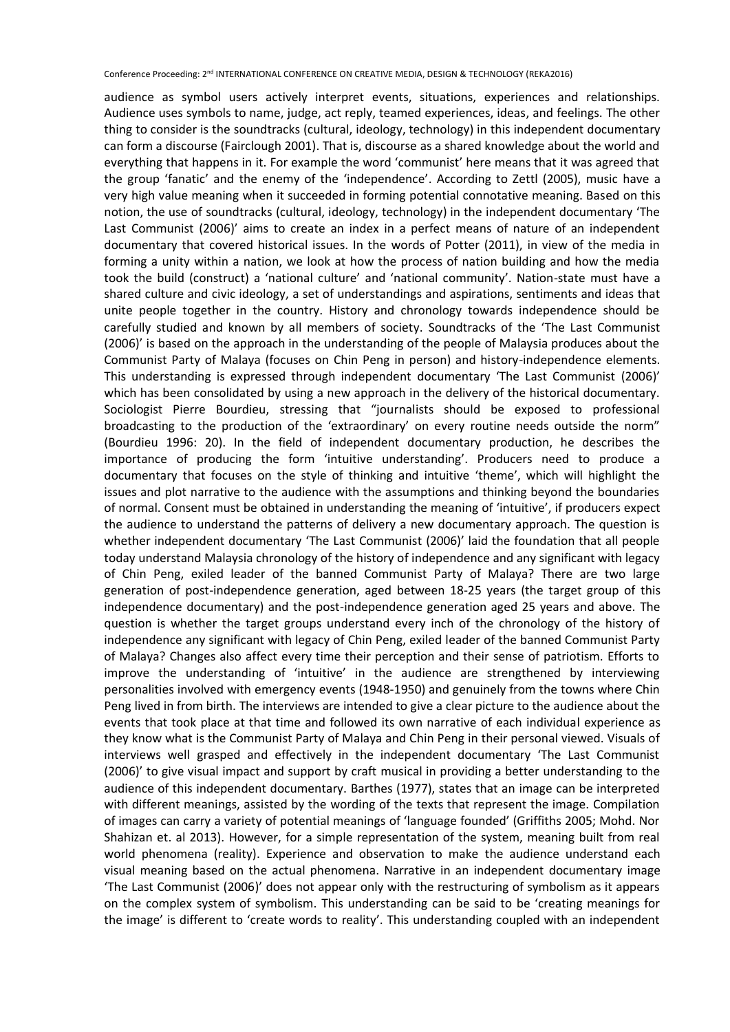audience as symbol users actively interpret events, situations, experiences and relationships. Audience uses symbols to name, judge, act reply, teamed experiences, ideas, and feelings. The other thing to consider is the soundtracks (cultural, ideology, technology) in this independent documentary can form a discourse (Fairclough 2001). That is, discourse as a shared knowledge about the world and everything that happens in it. For example the word 'communist' here means that it was agreed that the group 'fanatic' and the enemy of the 'independence'. According to Zettl (2005), music have a very high value meaning when it succeeded in forming potential connotative meaning. Based on this notion, the use of soundtracks (cultural, ideology, technology) in the independent documentary 'The Last Communist (2006)' aims to create an index in a perfect means of nature of an independent documentary that covered historical issues. In the words of Potter (2011), in view of the media in forming a unity within a nation, we look at how the process of nation building and how the media took the build (construct) a 'national culture' and 'national community'. Nation-state must have a shared culture and civic ideology, a set of understandings and aspirations, sentiments and ideas that unite people together in the country. History and chronology towards independence should be carefully studied and known by all members of society. Soundtracks of the 'The Last Communist (2006)' is based on the approach in the understanding of the people of Malaysia produces about the Communist Party of Malaya (focuses on Chin Peng in person) and history-independence elements. This understanding is expressed through independent documentary 'The Last Communist (2006)' which has been consolidated by using a new approach in the delivery of the historical documentary. Sociologist Pierre Bourdieu, stressing that "journalists should be exposed to professional broadcasting to the production of the 'extraordinary' on every routine needs outside the norm" (Bourdieu 1996: 20). In the field of independent documentary production, he describes the importance of producing the form 'intuitive understanding'. Producers need to produce a documentary that focuses on the style of thinking and intuitive 'theme', which will highlight the issues and plot narrative to the audience with the assumptions and thinking beyond the boundaries of normal. Consent must be obtained in understanding the meaning of 'intuitive', if producers expect the audience to understand the patterns of delivery a new documentary approach. The question is whether independent documentary 'The Last Communist (2006)' laid the foundation that all people today understand Malaysia chronology of the history of independence and any significant with legacy of Chin Peng, exiled leader of the banned Communist Party of Malaya? There are two large generation of post-independence generation, aged between 18-25 years (the target group of this independence documentary) and the post-independence generation aged 25 years and above. The question is whether the target groups understand every inch of the chronology of the history of independence any significant with legacy of Chin Peng, exiled leader of the banned Communist Party of Malaya? Changes also affect every time their perception and their sense of patriotism. Efforts to improve the understanding of 'intuitive' in the audience are strengthened by interviewing personalities involved with emergency events (1948-1950) and genuinely from the towns where Chin Peng lived in from birth. The interviews are intended to give a clear picture to the audience about the events that took place at that time and followed its own narrative of each individual experience as they know what is the Communist Party of Malaya and Chin Peng in their personal viewed. Visuals of interviews well grasped and effectively in the independent documentary 'The Last Communist (2006)' to give visual impact and support by craft musical in providing a better understanding to the audience of this independent documentary. Barthes (1977), states that an image can be interpreted with different meanings, assisted by the wording of the texts that represent the image. Compilation of images can carry a variety of potential meanings of 'language founded' (Griffiths 2005; Mohd. Nor Shahizan et. al 2013). However, for a simple representation of the system, meaning built from real world phenomena (reality). Experience and observation to make the audience understand each visual meaning based on the actual phenomena. Narrative in an independent documentary image 'The Last Communist (2006)' does not appear only with the restructuring of symbolism as it appears on the complex system of symbolism. This understanding can be said to be 'creating meanings for the image' is different to 'create words to reality'. This understanding coupled with an independent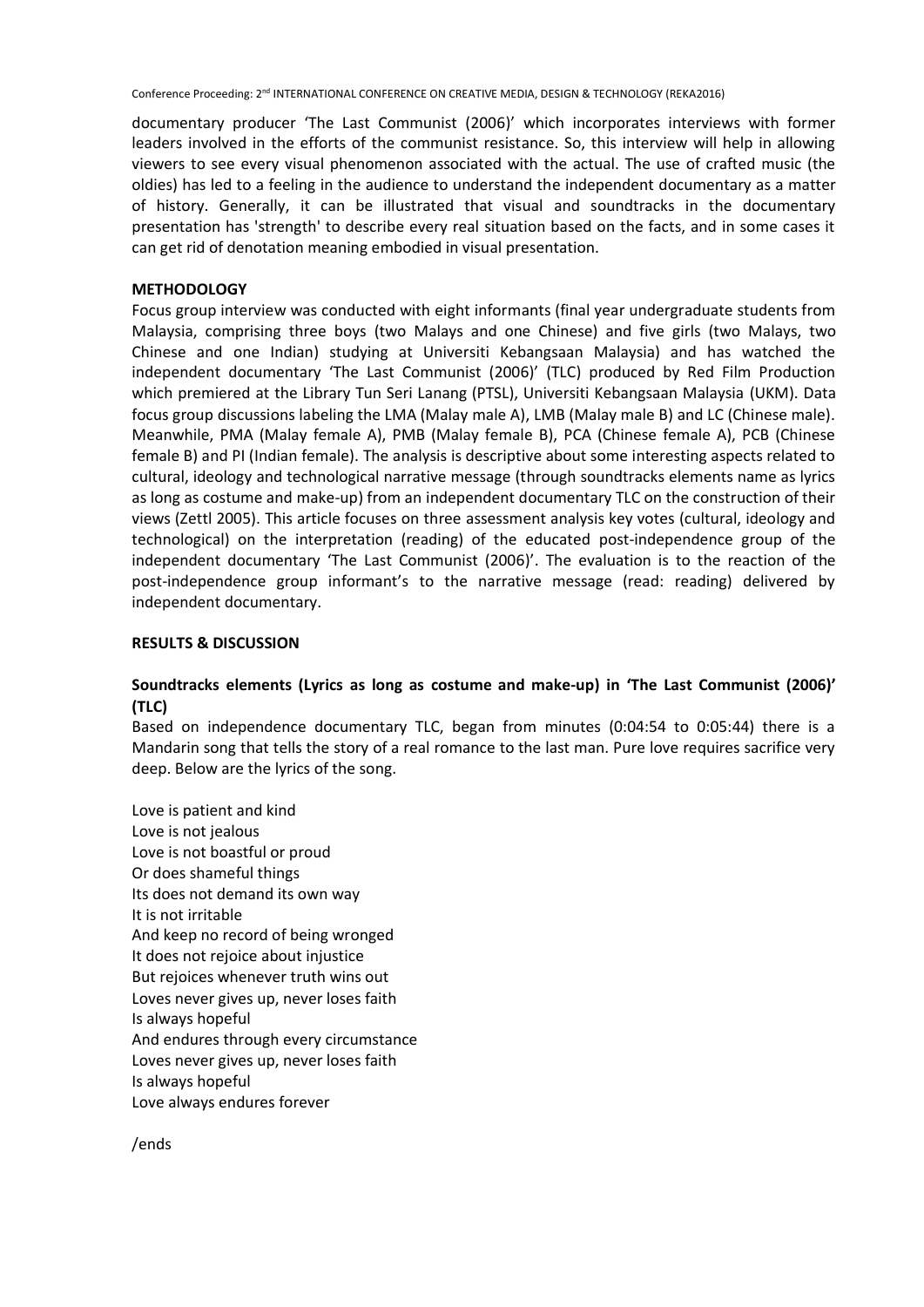documentary producer 'The Last Communist (2006)' which incorporates interviews with former leaders involved in the efforts of the communist resistance. So, this interview will help in allowing viewers to see every visual phenomenon associated with the actual. The use of crafted music (the oldies) has led to a feeling in the audience to understand the independent documentary as a matter of history. Generally, it can be illustrated that visual and soundtracks in the documentary presentation has 'strength' to describe every real situation based on the facts, and in some cases it can get rid of denotation meaning embodied in visual presentation.

## METHODOLOGY

Focus group interview was conducted with eight informants (final year undergraduate students from Malaysia, comprising three boys (two Malays and one Chinese) and five girls (two Malays, two Chinese and one Indian) studying at Universiti Kebangsaan Malaysia) and has watched the independent documentary 'The Last Communist (2006)' (TLC) produced by Red Film Production which premiered at the Library Tun Seri Lanang (PTSL), Universiti Kebangsaan Malaysia (UKM). Data focus group discussions labeling the LMA (Malay male A), LMB (Malay male B) and LC (Chinese male). Meanwhile, PMA (Malay female A), PMB (Malay female B), PCA (Chinese female A), PCB (Chinese female B) and PI (Indian female). The analysis is descriptive about some interesting aspects related to cultural, ideology and technological narrative message (through soundtracks elements name as lyrics as long as costume and make-up) from an independent documentary TLC on the construction of their views (Zettl 2005). This article focuses on three assessment analysis key votes (cultural, ideology and technological) on the interpretation (reading) of the educated post-independence group of the independent documentary 'The Last Communist (2006)'. The evaluation is to the reaction of the post-independence group informant's to the narrative message (read: reading) delivered by independent documentary.

## RESULTS & DISCUSSION

### Soundtracks elements (Lyrics as long as costume and make-up) in 'The Last Communist (2006)' (TLC)

Based on independence documentary TLC, began from minutes (0:04:54 to 0:05:44) there is a Mandarin song that tells the story of a real romance to the last man. Pure love requires sacrifice very deep. Below are the lyrics of the song.

Love is patient and kind
Love is not jealous
Love is not boastful or proud
Or does shameful things
Its does not demand its own way
It is not irritable
And keep no record of being wronged
It does not rejoice about injustice
But rejoices whenever truth wins out
Loves never gives up, never loses faith
Is always hopeful
And endures through every circumstance
Loves never gives up, never loses faith
Is always hopeful
Love always endures forever

/ends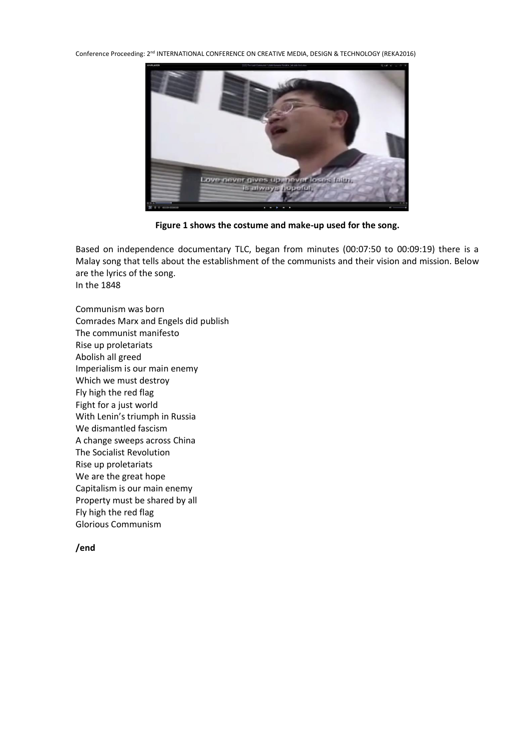**Figure 1 shows the costume and make-up used for the song.**

Based on independence documentary TLC, began from minutes (00:07:50 to 00:09:19) there is a Malay song that tells about the establishment of the communists and their vision and mission. Below are the lyrics of the song.
In the 1848

Communism was born
Comrades Marx and Engels did publish
The communist manifesto
Rise up proletariats
Abolish all greed
Imperialism is our main enemy
Which we must destroy
Fly high the red flag
Fight for a just world
With Lenin's triumph in Russia
We dismantled fascism
A change sweeps across China
The Socialist Revolution
Rise up proletariats
We are the great hope
Capitalism is our main enemy
Property must be shared by all
Fly high the red flag
Glorious Communism

**/end**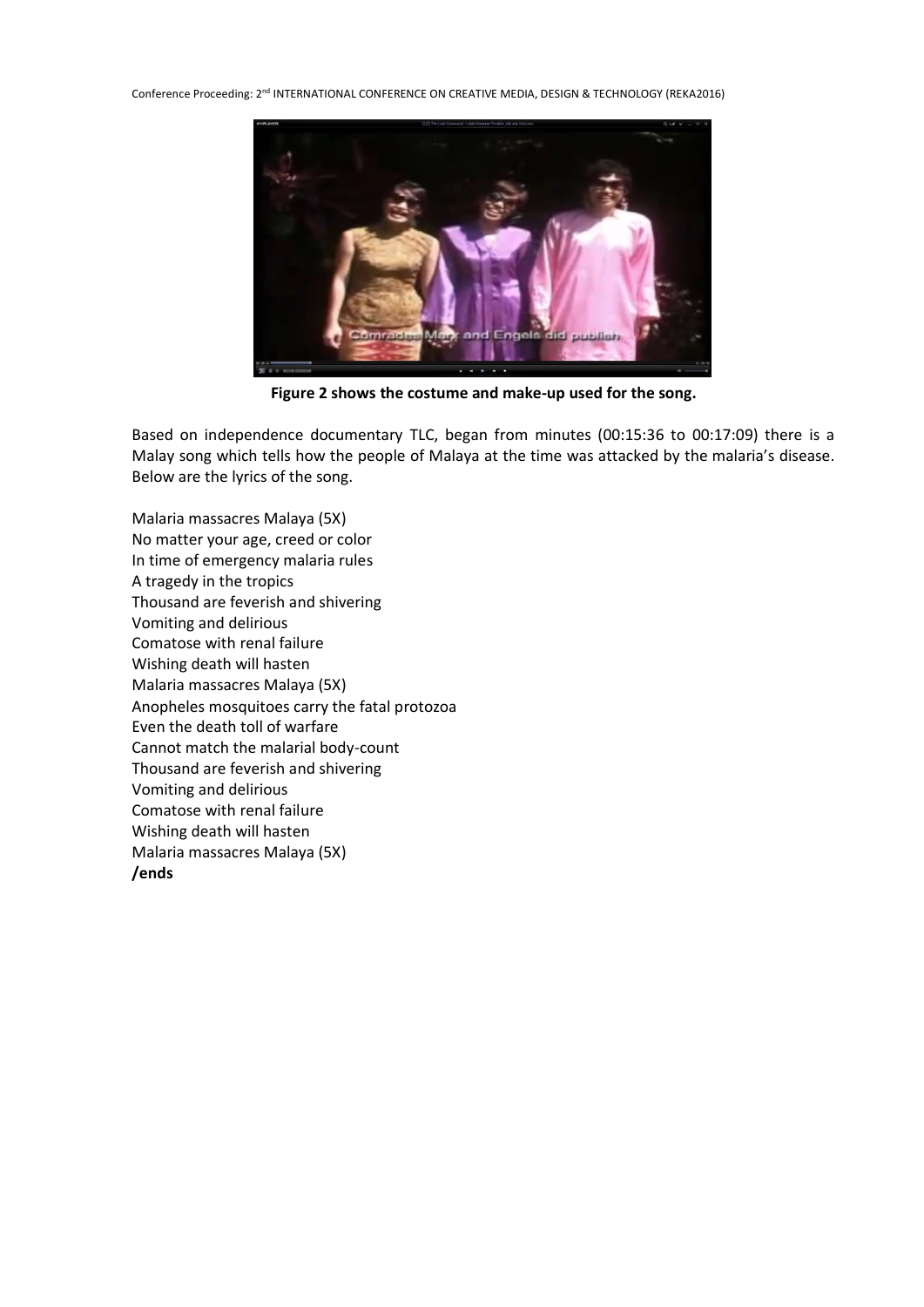**Figure 2 shows the costume and make-up used for the song.**

Based on independence documentary TLC, began from minutes (00:15:36 to 00:17:09) there is a Malay song which tells how the people of Malaya at the time was attacked by the malaria's disease. Below are the lyrics of the song.

Malaria massacres Malaya (5X)
No matter your age, creed or color
In time of emergency malaria rules
A tragedy in the tropics
Thousand are feverish and shivering
Vomiting and delirious
Comatose with renal failure
Wishing death will hasten
Malaria massacres Malaya (5X)
Anopheles mosquitoes carry the fatal protozoa
Even the death toll of warfare
Cannot match the malarial body-count
Thousand are feverish and shivering
Vomiting and delirious
Comatose with renal failure
Wishing death will hasten
Malaria massacres Malaya (5X)
**/ends**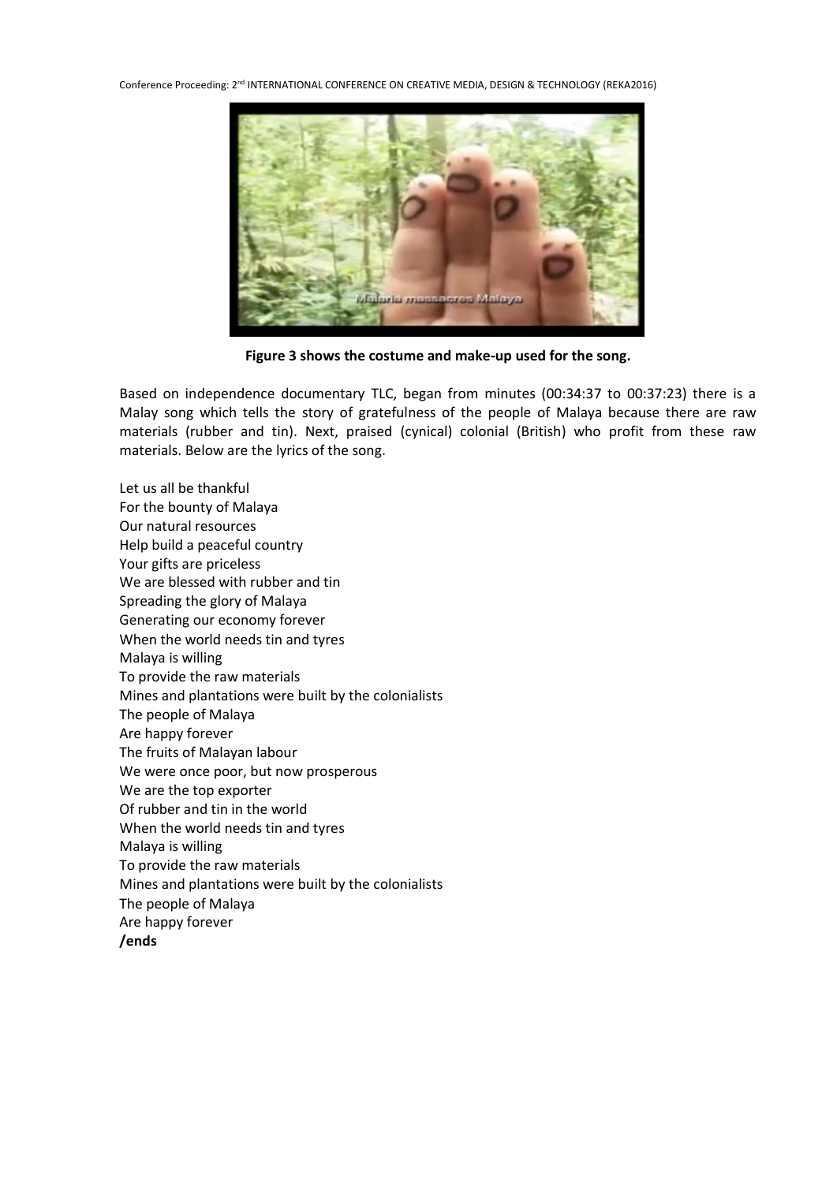**Figure 3 shows the costume and make-up used for the song.**

Based on independence documentary TLC, began from minutes (00:34:37 to 00:37:23) there is a Malay song which tells the story of gratefulness of the people of Malaya because there are raw materials (rubber and tin). Next, praised (cynical) colonial (British) who profit from these raw materials. Below are the lyrics of the song.

Let us all be thankful
For the bounty of Malaya
Our natural resources
Help build a peaceful country
Your gifts are priceless
We are blessed with rubber and tin
Spreading the glory of Malaya
Generating our economy forever
When the world needs tin and tyres
Malaya is willing
To provide the raw materials
Mines and plantations were built by the colonialists
The people of Malaya
Are happy forever
The fruits of Malayan labour
We were once poor, but now prosperous
We are the top exporter
Of rubber and tin in the world
When the world needs tin and tyres
Malaya is willing
To provide the raw materials
Mines and plantations were built by the colonialists
The people of Malaya
Are happy forever
**/ends**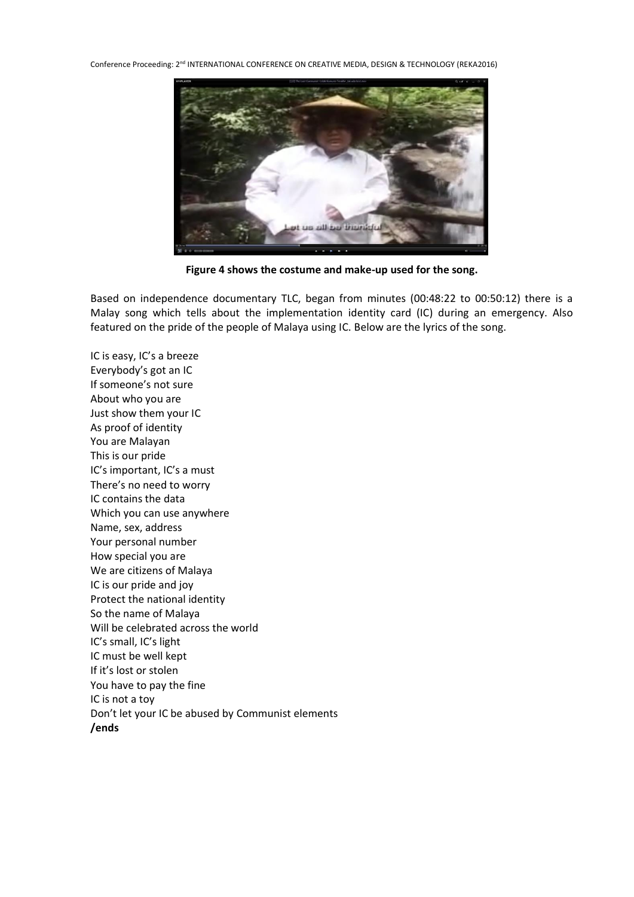**Figure 4 shows the costume and make-up used for the song.**

Based on independence documentary TLC, began from minutes (00:48:22 to 00:50:12) there is a Malay song which tells about the implementation identity card (IC) during an emergency. Also featured on the pride of the people of Malaya using IC. Below are the lyrics of the song.

IC is easy, IC's a breeze
Everybody's got an IC
If someone's not sure
About who you are
Just show them your IC
As proof of identity
You are Malayan
This is our pride
IC's important, IC's a must
There's no need to worry
IC contains the data
Which you can use anywhere
Name, sex, address
Your personal number
How special you are
We are citizens of Malaya
IC is our pride and joy
Protect the national identity
So the name of Malaya
Will be celebrated across the world
IC's small, IC's light
IC must be well kept
If it's lost or stolen
You have to pay the fine
IC is not a toy
Don't let your IC be abused by Communist elements
**/ends**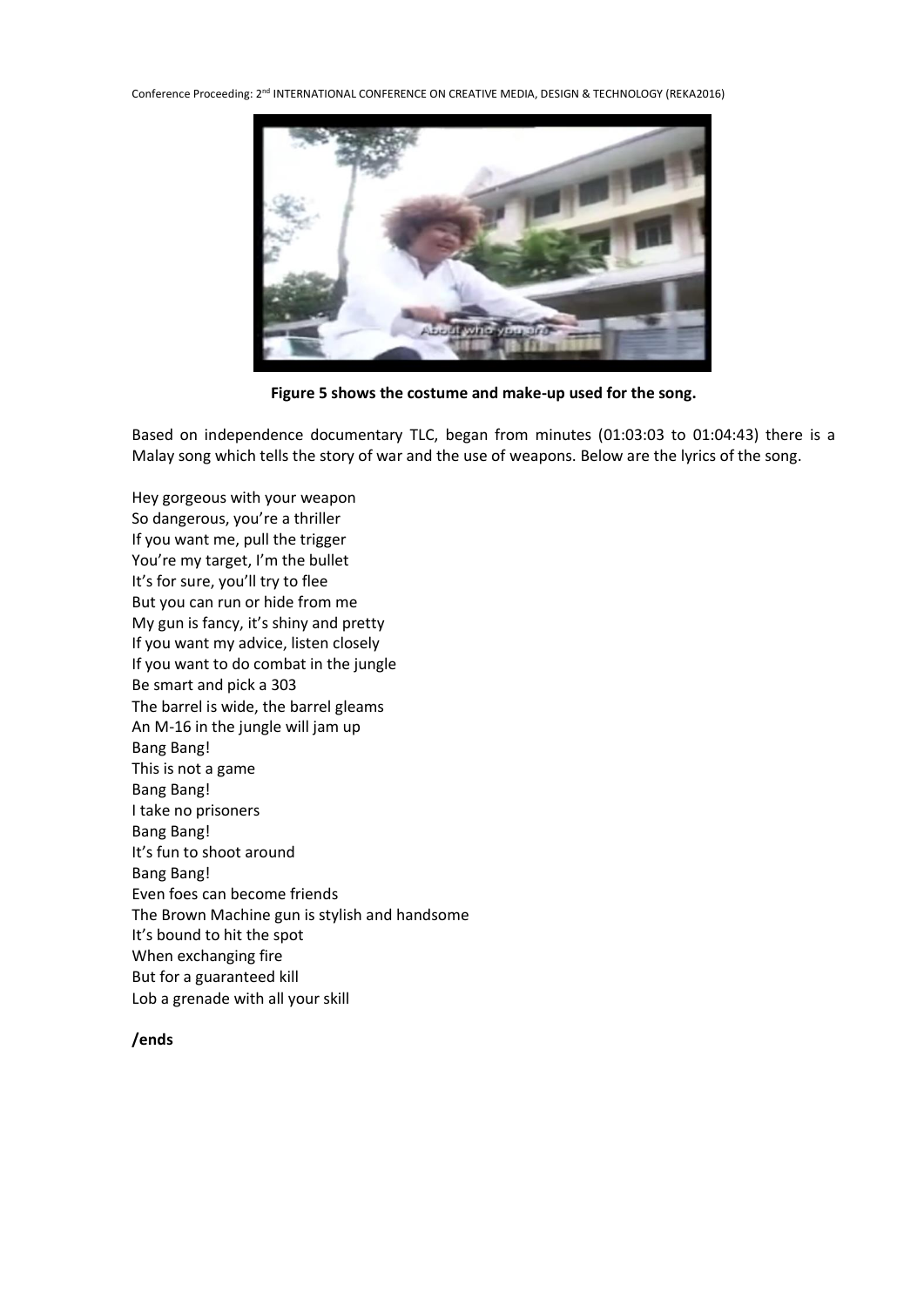**Figure 5 shows the costume and make-up used for the song.**

Based on independence documentary TLC, began from minutes (01:03:03 to 01:04:43) there is a Malay song which tells the story of war and the use of weapons. Below are the lyrics of the song.

Hey gorgeous with your weapon
So dangerous, you're a thriller
If you want me, pull the trigger
You're my target, I'm the bullet
It's for sure, you'll try to flee
But you can run or hide from me
My gun is fancy, it's shiny and pretty
If you want my advice, listen closely
If you want to do combat in the jungle
Be smart and pick a 303
The barrel is wide, the barrel gleams
An M-16 in the jungle will jam up
Bang Bang!
This is not a game
Bang Bang!
I take no prisoners
Bang Bang!
It's fun to shoot around
Bang Bang!
Even foes can become friends
The Brown Machine gun is stylish and handsome
It's bound to hit the spot
When exchanging fire
But for a guaranteed kill
Lob a grenade with all your skill

**/ends**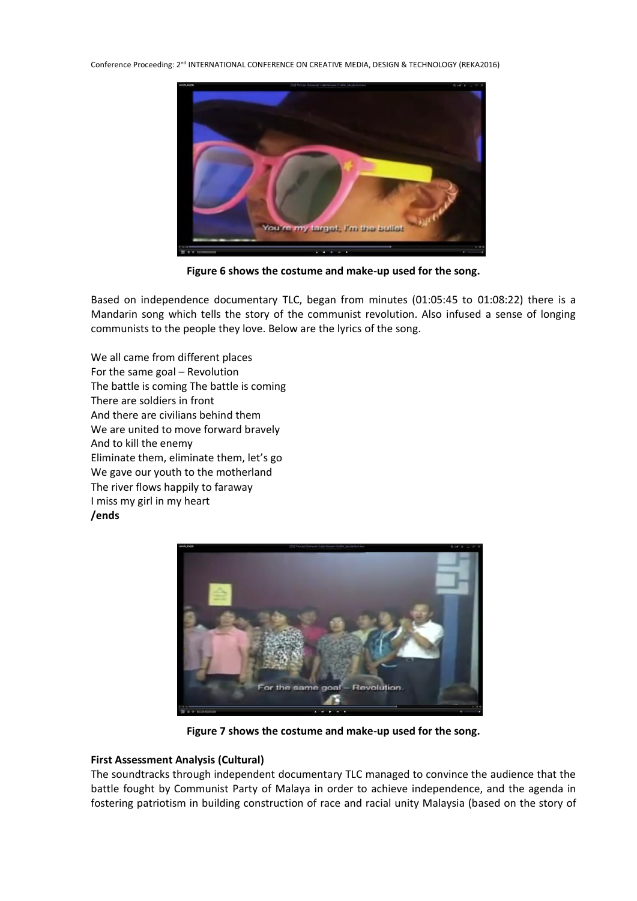**Figure 6 shows the costume and make-up used for the song.**

Based on independence documentary TLC, began from minutes (01:05:45 to 01:08:22) there is a Mandarin song which tells the story of the communist revolution. Also infused a sense of longing communists to the people they love. Below are the lyrics of the song.

We all came from different places  
For the same goal – Revolution  
The battle is coming The battle is coming  
There are soldiers in front  
And there are civilians behind them  
We are united to move forward bravely  
And to kill the enemy  
Eliminate them, eliminate them, let's go  
We gave our youth to the motherland  
The river flows happily to faraway  
I miss my girl in my heart  
**/ends**

**Figure 7 shows the costume and make-up used for the song.**

**First Assessment Analysis (Cultural)**

The soundtracks through independent documentary TLC managed to convince the audience that the battle fought by Communist Party of Malaya in order to achieve independence, and the agenda in fostering patriotism in building construction of race and racial unity Malaysia (based on the story of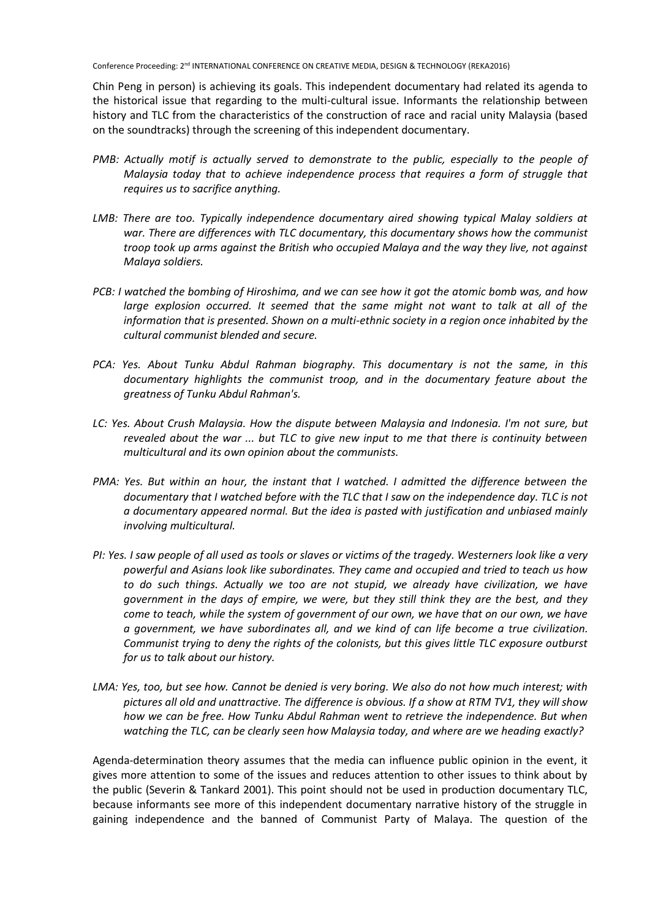Chin Peng in person) is achieving its goals. This independent documentary had related its agenda to the historical issue that regarding to the multi-cultural issue. Informants the relationship between history and TLC from the characteristics of the construction of race and racial unity Malaysia (based on the soundtracks) through the screening of this independent documentary.

*PMB: Actually motif is actually served to demonstrate to the public, especially to the people of Malaysia today that to achieve independence process that requires a form of struggle that requires us to sacrifice anything.*

*LMB: There are too. Typically independence documentary aired showing typical Malay soldiers at war. There are differences with TLC documentary, this documentary shows how the communist troop took up arms against the British who occupied Malaya and the way they live, not against Malaya soldiers.*

*PCB: I watched the bombing of Hiroshima, and we can see how it got the atomic bomb was, and how large explosion occurred. It seemed that the same might not want to talk at all of the information that is presented. Shown on a multi-ethnic society in a region once inhabited by the cultural communist blended and secure.*

*PCA: Yes. About Tunku Abdul Rahman biography. This documentary is not the same, in this documentary highlights the communist troop, and in the documentary feature about the greatness of Tunku Abdul Rahman's.*

*LC: Yes. About Crush Malaysia. How the dispute between Malaysia and Indonesia. I'm not sure, but revealed about the war ... but TLC to give new input to me that there is continuity between multicultural and its own opinion about the communists.*

*PMA: Yes. But within an hour, the instant that I watched. I admitted the difference between the documentary that I watched before with the TLC that I saw on the independence day. TLC is not a documentary appeared normal. But the idea is pasted with justification and unbiased mainly involving multicultural.*

*PI: Yes. I saw people of all used as tools or slaves or victims of the tragedy. Westerners look like a very powerful and Asians look like subordinates. They came and occupied and tried to teach us how to do such things. Actually we too are not stupid, we already have civilization, we have government in the days of empire, we were, but they still think they are the best, and they come to teach, while the system of government of our own, we have that on our own, we have a government, we have subordinates all, and we kind of can life become a true civilization. Communist trying to deny the rights of the colonists, but this gives little TLC exposure outburst for us to talk about our history.*

*LMA: Yes, too, but see how. Cannot be denied is very boring. We also do not how much interest; with pictures all old and unattractive. The difference is obvious. If a show at RTM TV1, they will show how we can be free. How Tunku Abdul Rahman went to retrieve the independence. But when watching the TLC, can be clearly seen how Malaysia today, and where are we heading exactly?*

Agenda-determination theory assumes that the media can influence public opinion in the event, it gives more attention to some of the issues and reduces attention to other issues to think about by the public (Severin & Tankard 2001). This point should not be used in production documentary TLC, because informants see more of this independent documentary narrative history of the struggle in gaining independence and the banned of Communist Party of Malaya. The question of the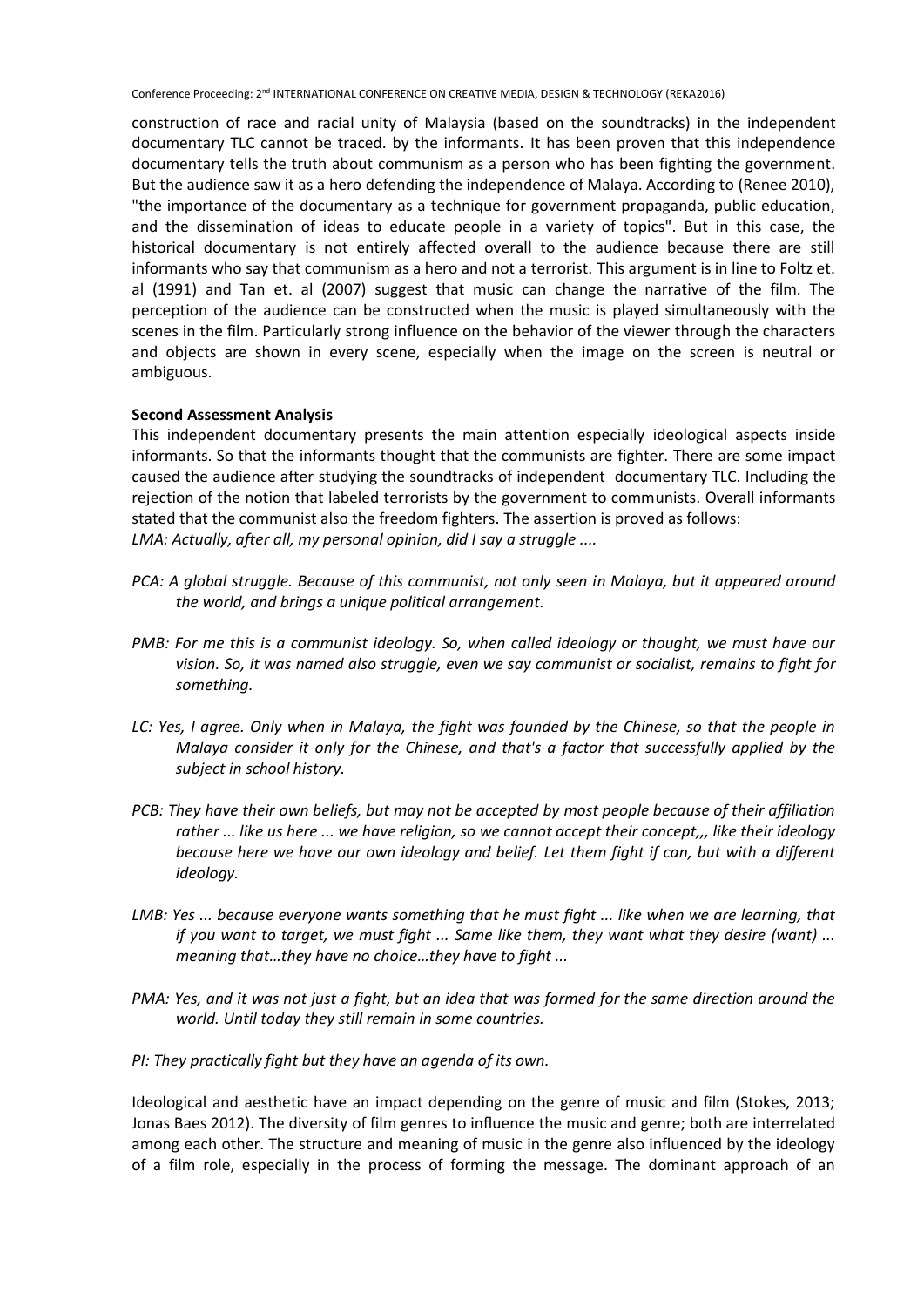construction of race and racial unity of Malaysia (based on the soundtracks) in the independent documentary TLC cannot be traced. by the informants. It has been proven that this independence documentary tells the truth about communism as a person who has been fighting the government. But the audience saw it as a hero defending the independence of Malaya. According to (Renee 2010), "the importance of the documentary as a technique for government propaganda, public education, and the dissemination of ideas to educate people in a variety of topics". But in this case, the historical documentary is not entirely affected overall to the audience because there are still informants who say that communism as a hero and not a terrorist. This argument is in line to Foltz et. al (1991) and Tan et. al (2007) suggest that music can change the narrative of the film. The perception of the audience can be constructed when the music is played simultaneously with the scenes in the film. Particularly strong influence on the behavior of the viewer through the characters and objects are shown in every scene, especially when the image on the screen is neutral or ambiguous.

**Second Assessment Analysis**

This independent documentary presents the main attention especially ideological aspects inside informants. So that the informants thought that the communists are fighter. There are some impact caused the audience after studying the soundtracks of independent documentary TLC. Including the rejection of the notion that labeled terrorists by the government to communists. Overall informants stated that the communist also the freedom fighters. The assertion is proved as follows:

*LMA: Actually, after all, my personal opinion, did I say a struggle ....*

*PCA: A global struggle. Because of this communist, not only seen in Malaya, but it appeared around the world, and brings a unique political arrangement.*

*PMB: For me this is a communist ideology. So, when called ideology or thought, we must have our vision. So, it was named also struggle, even we say communist or socialist, remains to fight for something.*

*LC: Yes, I agree. Only when in Malaya, the fight was founded by the Chinese, so that the people in Malaya consider it only for the Chinese, and that's a factor that successfully applied by the subject in school history.*

*PCB: They have their own beliefs, but may not be accepted by most people because of their affiliation rather ... like us here ... we have religion, so we cannot accept their concept,,, like their ideology because here we have our own ideology and belief. Let them fight if can, but with a different ideology.*

*LMB: Yes ... because everyone wants something that he must fight ... like when we are learning, that if you want to target, we must fight ... Same like them, they want what they desire (want) ... meaning that…they have no choice…they have to fight ...*

*PMA: Yes, and it was not just a fight, but an idea that was formed for the same direction around the world. Until today they still remain in some countries.*

*PI: They practically fight but they have an agenda of its own.*

Ideological and aesthetic have an impact depending on the genre of music and film (Stokes, 2013; Jonas Baes 2012). The diversity of film genres to influence the music and genre; both are interrelated among each other. The structure and meaning of music in the genre also influenced by the ideology of a film role, especially in the process of forming the message. The dominant approach of an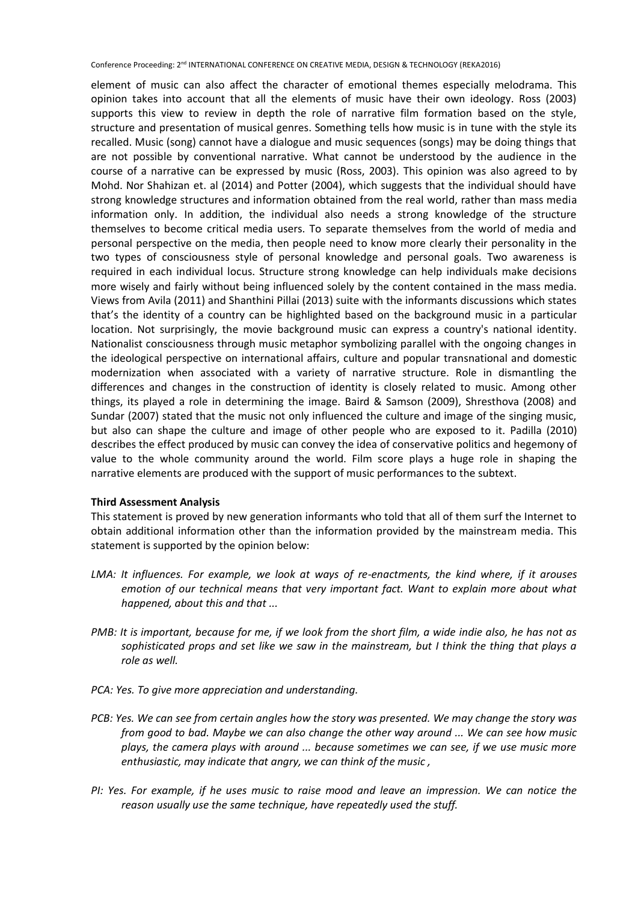element of music can also affect the character of emotional themes especially melodrama. This opinion takes into account that all the elements of music have their own ideology. Ross (2003) supports this view to review in depth the role of narrative film formation based on the style, structure and presentation of musical genres. Something tells how music is in tune with the style its recalled. Music (song) cannot have a dialogue and music sequences (songs) may be doing things that are not possible by conventional narrative. What cannot be understood by the audience in the course of a narrative can be expressed by music (Ross, 2003). This opinion was also agreed to by Mohd. Nor Shahizan et. al (2014) and Potter (2004), which suggests that the individual should have strong knowledge structures and information obtained from the real world, rather than mass media information only. In addition, the individual also needs a strong knowledge of the structure themselves to become critical media users. To separate themselves from the world of media and personal perspective on the media, then people need to know more clearly their personality in the two types of consciousness style of personal knowledge and personal goals. Two awareness is required in each individual locus. Structure strong knowledge can help individuals make decisions more wisely and fairly without being influenced solely by the content contained in the mass media. Views from Avila (2011) and Shanthini Pillai (2013) suite with the informants discussions which states that's the identity of a country can be highlighted based on the background music in a particular location. Not surprisingly, the movie background music can express a country's national identity. Nationalist consciousness through music metaphor symbolizing parallel with the ongoing changes in the ideological perspective on international affairs, culture and popular transnational and domestic modernization when associated with a variety of narrative structure. Role in dismantling the differences and changes in the construction of identity is closely related to music. Among other things, its played a role in determining the image. Baird & Samson (2009), Shresthova (2008) and Sundar (2007) stated that the music not only influenced the culture and image of the singing music, but also can shape the culture and image of other people who are exposed to it. Padilla (2010) describes the effect produced by music can convey the idea of conservative politics and hegemony of value to the whole community around the world. Film score plays a huge role in shaping the narrative elements are produced with the support of music performances to the subtext.

**Third Assessment Analysis**

This statement is proved by new generation informants who told that all of them surf the Internet to obtain additional information other than the information provided by the mainstream media. This statement is supported by the opinion below:

*LMA: It influences. For example, we look at ways of re-enactments, the kind where, if it arouses emotion of our technical means that very important fact. Want to explain more about what happened, about this and that ...*

*PMB: It is important, because for me, if we look from the short film, a wide indie also, he has not as sophisticated props and set like we saw in the mainstream, but I think the thing that plays a role as well.*

*PCA: Yes. To give more appreciation and understanding.*

*PCB: Yes. We can see from certain angles how the story was presented. We may change the story was from good to bad. Maybe we can also change the other way around ... We can see how music plays, the camera plays with around ... because sometimes we can see, if we use music more enthusiastic, may indicate that angry, we can think of the music ,*

*PI: Yes. For example, if he uses music to raise mood and leave an impression. We can notice the reason usually use the same technique, have repeatedly used the stuff.*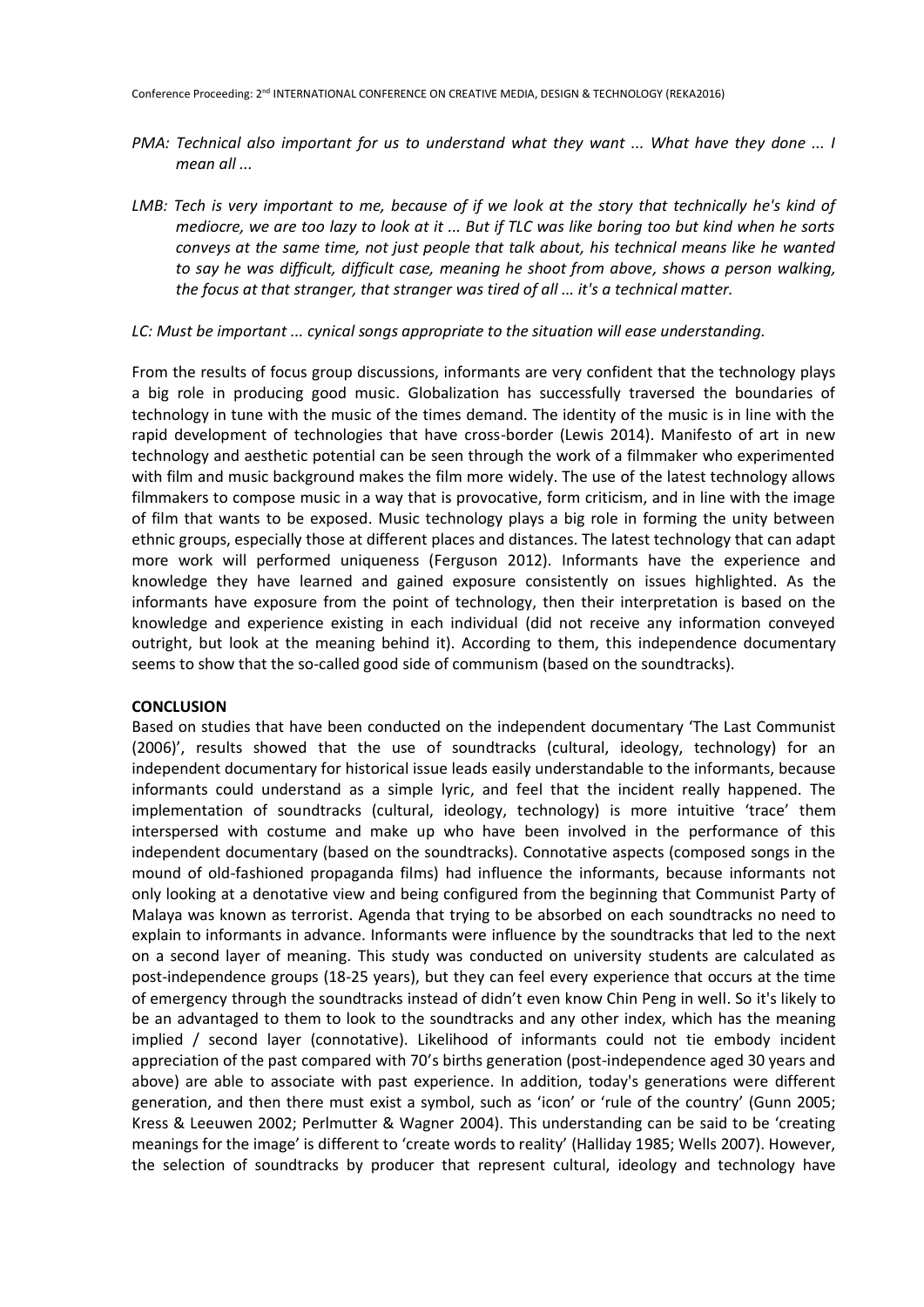*PMA: Technical also important for us to understand what they want ... What have they done ... I mean all ...*

*LMB: Tech is very important to me, because of if we look at the story that technically he's kind of mediocre, we are too lazy to look at it ... But if TLC was like boring too but kind when he sorts conveys at the same time, not just people that talk about, his technical means like he wanted to say he was difficult, difficult case, meaning he shoot from above, shows a person walking, the focus at that stranger, that stranger was tired of all ... it's a technical matter.*

*LC: Must be important ... cynical songs appropriate to the situation will ease understanding.*

From the results of focus group discussions, informants are very confident that the technology plays a big role in producing good music. Globalization has successfully traversed the boundaries of technology in tune with the music of the times demand. The identity of the music is in line with the rapid development of technologies that have cross-border (Lewis 2014). Manifesto of art in new technology and aesthetic potential can be seen through the work of a filmmaker who experimented with film and music background makes the film more widely. The use of the latest technology allows filmmakers to compose music in a way that is provocative, form criticism, and in line with the image of film that wants to be exposed. Music technology plays a big role in forming the unity between ethnic groups, especially those at different places and distances. The latest technology that can adapt more work will performed uniqueness (Ferguson 2012). Informants have the experience and knowledge they have learned and gained exposure consistently on issues highlighted. As the informants have exposure from the point of technology, then their interpretation is based on the knowledge and experience existing in each individual (did not receive any information conveyed outright, but look at the meaning behind it). According to them, this independence documentary seems to show that the so-called good side of communism (based on the soundtracks).

## CONCLUSION

Based on studies that have been conducted on the independent documentary 'The Last Communist (2006)', results showed that the use of soundtracks (cultural, ideology, technology) for an independent documentary for historical issue leads easily understandable to the informants, because informants could understand as a simple lyric, and feel that the incident really happened. The implementation of soundtracks (cultural, ideology, technology) is more intuitive 'trace' them interspersed with costume and make up who have been involved in the performance of this independent documentary (based on the soundtracks). Connotative aspects (composed songs in the mound of old-fashioned propaganda films) had influence the informants, because informants not only looking at a denotative view and being configured from the beginning that Communist Party of Malaya was known as terrorist. Agenda that trying to be absorbed on each soundtracks no need to explain to informants in advance. Informants were influence by the soundtracks that led to the next on a second layer of meaning. This study was conducted on university students are calculated as post-independence groups (18-25 years), but they can feel every experience that occurs at the time of emergency through the soundtracks instead of didn't even know Chin Peng in well. So it's likely to be an advantaged to them to look to the soundtracks and any other index, which has the meaning implied / second layer (connotative). Likelihood of informants could not tie embody incident appreciation of the past compared with 70's births generation (post-independence aged 30 years and above) are able to associate with past experience. In addition, today's generations were different generation, and then there must exist a symbol, such as 'icon' or 'rule of the country' (Gunn 2005; Kress & Leeuwen 2002; Perlmutter & Wagner 2004). This understanding can be said to be 'creating meanings for the image' is different to 'create words to reality' (Halliday 1985; Wells 2007). However, the selection of soundtracks by producer that represent cultural, ideology and technology have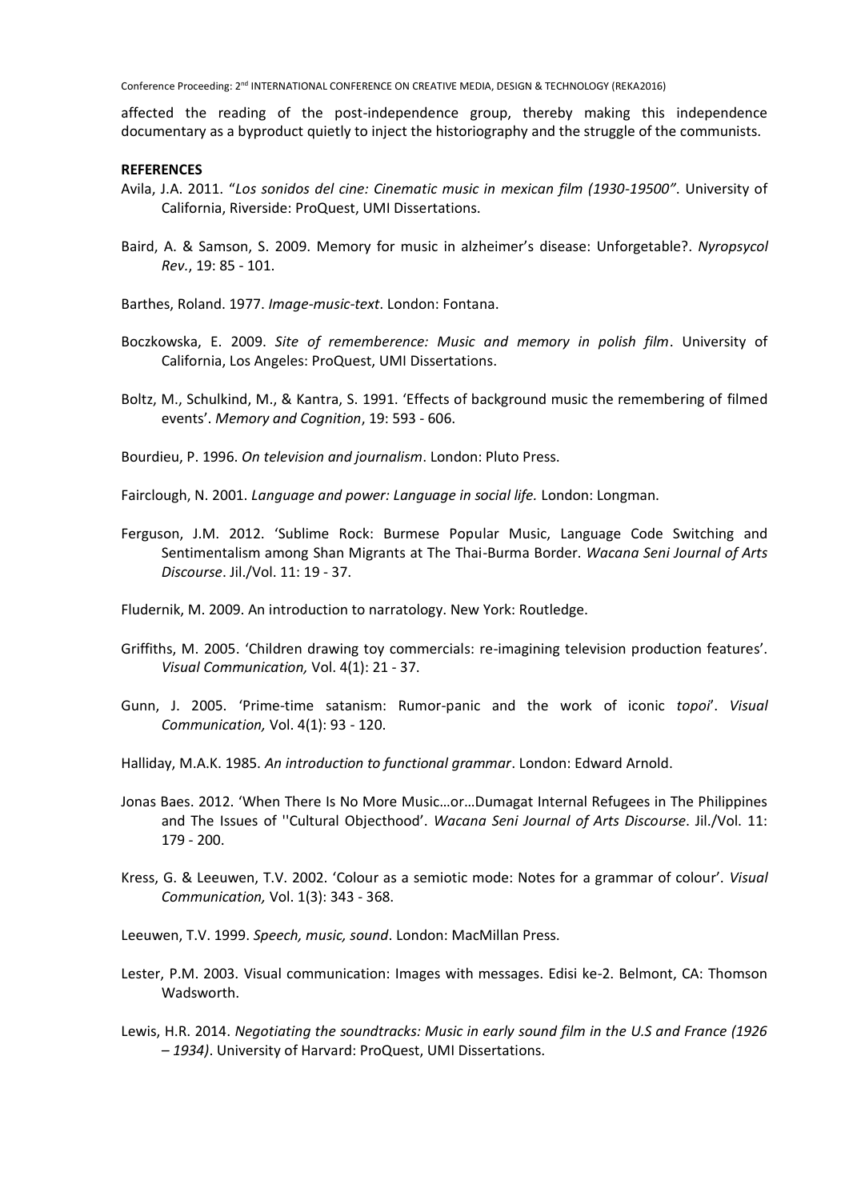affected the reading of the post-independence group, thereby making this independence documentary as a byproduct quietly to inject the historiography and the struggle of the communists.

**REFERENCES**

Avila, J.A. 2011. "*Los sonidos del cine: Cinematic music in mexican film (1930-19500"*. University of California, Riverside: ProQuest, UMI Dissertations.

Baird, A. & Samson, S. 2009. Memory for music in alzheimer's disease: Unforgetable?. *Nyropsycol Rev.*, 19: 85 - 101.

Barthes, Roland. 1977. *Image-music-text*. London: Fontana.

Boczkowska, E. 2009. *Site of rememberence: Music and memory in polish film*. University of California, Los Angeles: ProQuest, UMI Dissertations.

Boltz, M., Schulkind, M., & Kantra, S. 1991. 'Effects of background music the remembering of filmed events'. *Memory and Cognition*, 19: 593 - 606.

Bourdieu, P. 1996. *On television and journalism*. London: Pluto Press.

Fairclough, N. 2001. *Language and power: Language in social life.* London: Longman.

Ferguson, J.M. 2012. 'Sublime Rock: Burmese Popular Music, Language Code Switching and Sentimentalism among Shan Migrants at The Thai-Burma Border. *Wacana Seni Journal of Arts Discourse*. Jil./Vol. 11: 19 - 37.

Fludernik, M. 2009. An introduction to narratology. New York: Routledge.

Griffiths, M. 2005. 'Children drawing toy commercials: re-imagining television production features'. *Visual Communication,* Vol. 4(1): 21 - 37.

Gunn, J. 2005. 'Prime-time satanism: Rumor-panic and the work of iconic *topoi*'. *Visual Communication,* Vol. 4(1): 93 - 120.

Halliday, M.A.K. 1985. *An introduction to functional grammar*. London: Edward Arnold.

Jonas Baes. 2012. 'When There Is No More Music…or…Dumagat Internal Refugees in The Philippines and The Issues of ''Cultural Objecthood'. *Wacana Seni Journal of Arts Discourse*. Jil./Vol. 11: 179 - 200.

Kress, G. & Leeuwen, T.V. 2002. 'Colour as a semiotic mode: Notes for a grammar of colour'. *Visual Communication,* Vol. 1(3): 343 - 368.

Leeuwen, T.V. 1999. *Speech, music, sound*. London: MacMillan Press.

Lester, P.M. 2003. Visual communication: Images with messages. Edisi ke-2. Belmont, CA: Thomson Wadsworth.

Lewis, H.R. 2014. *Negotiating the soundtracks: Music in early sound film in the U.S and France (1926 – 1934)*. University of Harvard: ProQuest, UMI Dissertations.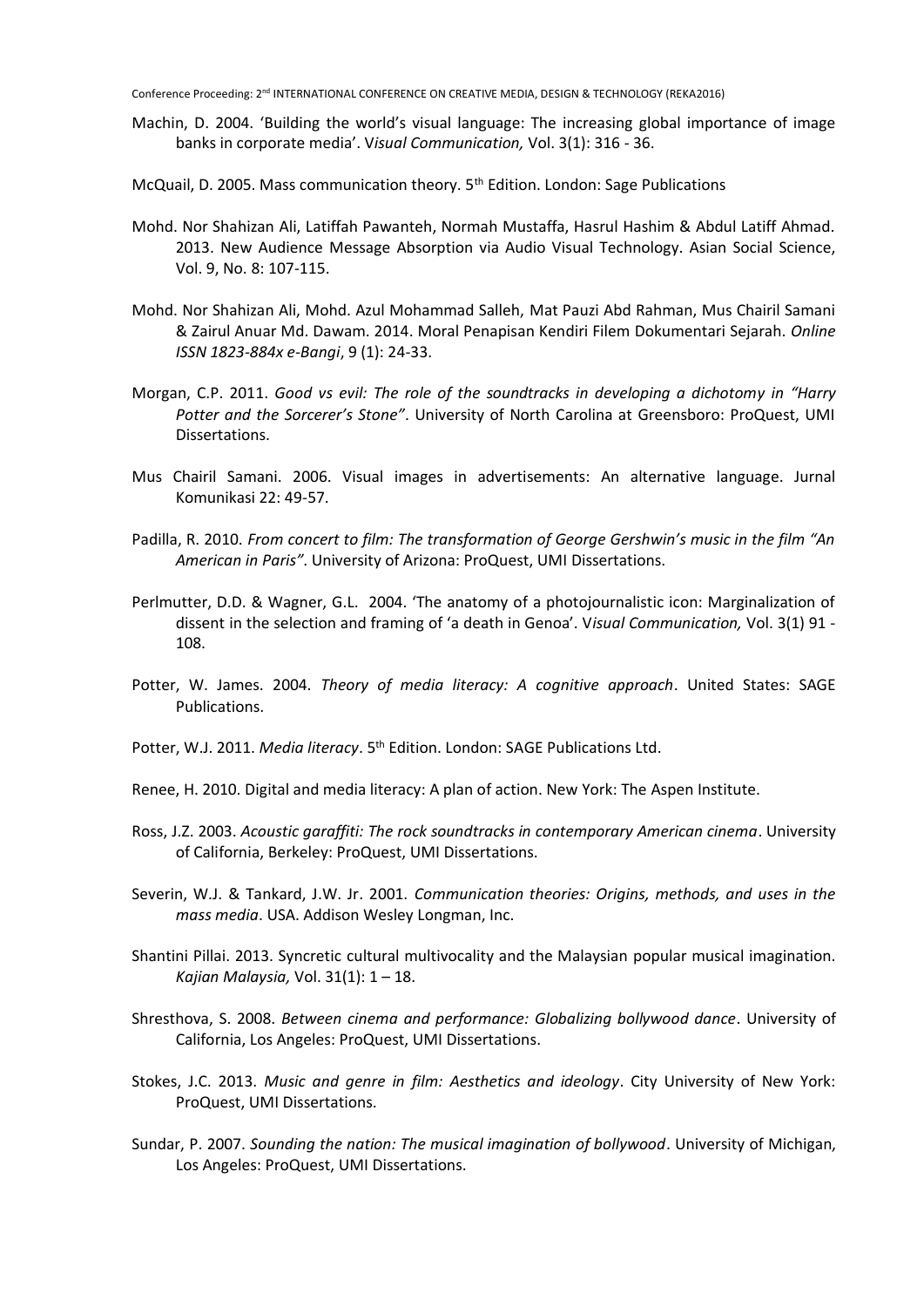Machin, D. 2004. 'Building the world's visual language: The increasing global importance of image banks in corporate media'. V*isual Communication,* Vol. 3(1): 316 - 36.

McQuail, D. 2005. Mass communication theory. 5th Edition. London: Sage Publications

Mohd. Nor Shahizan Ali, Latiffah Pawanteh, Normah Mustaffa, Hasrul Hashim & Abdul Latiff Ahmad. 2013. New Audience Message Absorption via Audio Visual Technology. Asian Social Science, Vol. 9, No. 8: 107-115.

Mohd. Nor Shahizan Ali, Mohd. Azul Mohammad Salleh, Mat Pauzi Abd Rahman, Mus Chairil Samani & Zairul Anuar Md. Dawam. 2014. Moral Penapisan Kendiri Filem Dokumentari Sejarah. *Online ISSN 1823-884x e-Bangi*, 9 (1): 24-33.

Morgan, C.P. 2011. *Good vs evil: The role of the soundtracks in developing a dichotomy in "Harry Potter and the Sorcerer's Stone"*. University of North Carolina at Greensboro: ProQuest, UMI Dissertations.

Mus Chairil Samani. 2006. Visual images in advertisements: An alternative language. Jurnal Komunikasi 22: 49-57.

Padilla, R. 2010. *From concert to film: The transformation of George Gershwin's music in the film "An American in Paris"*. University of Arizona: ProQuest, UMI Dissertations.

Perlmutter, D.D. & Wagner, G.L. 2004. 'The anatomy of a photojournalistic icon: Marginalization of dissent in the selection and framing of 'a death in Genoa'. V*isual Communication,* Vol. 3(1) 91 - 108.

Potter, W. James. 2004. *Theory of media literacy: A cognitive approach*. United States: SAGE Publications.

Potter, W.J. 2011. *Media literacy*. 5th Edition. London: SAGE Publications Ltd.

Renee, H. 2010. Digital and media literacy: A plan of action. New York: The Aspen Institute.

Ross, J.Z. 2003. *Acoustic garaffiti: The rock soundtracks in contemporary American cinema*. University of California, Berkeley: ProQuest, UMI Dissertations.

Severin, W.J. & Tankard, J.W. Jr. 2001. *Communication theories: Origins, methods, and uses in the mass media*. USA. Addison Wesley Longman, Inc.

Shantini Pillai. 2013. Syncretic cultural multivocality and the Malaysian popular musical imagination. *Kajian Malaysia,* Vol. 31(1): 1 – 18.

Shresthova, S. 2008. *Between cinema and performance: Globalizing bollywood dance*. University of California, Los Angeles: ProQuest, UMI Dissertations.

Stokes, J.C. 2013. *Music and genre in film: Aesthetics and ideology*. City University of New York: ProQuest, UMI Dissertations.

Sundar, P. 2007. *Sounding the nation: The musical imagination of bollywood*. University of Michigan, Los Angeles: ProQuest, UMI Dissertations.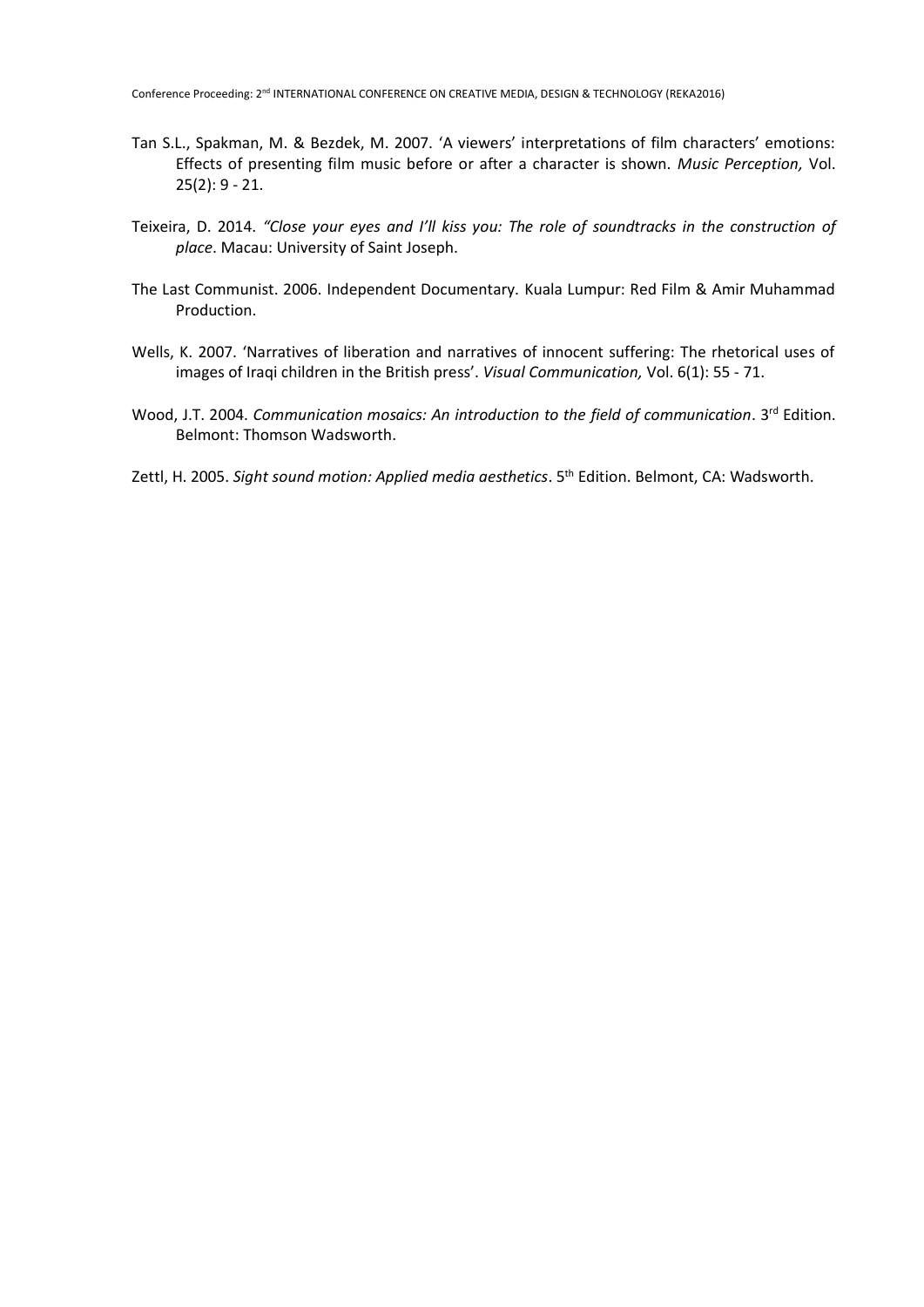Tan S.L., Spakman, M. & Bezdek, M. 2007. 'A viewers' interpretations of film characters' emotions: Effects of presenting film music before or after a character is shown. *Music Perception,* Vol. 25(2): 9 - 21.

Teixeira, D. 2014. *"Close your eyes and I'll kiss you: The role of soundtracks in the construction of place*. Macau: University of Saint Joseph.

The Last Communist. 2006. Independent Documentary. Kuala Lumpur: Red Film & Amir Muhammad Production.

Wells, K. 2007. 'Narratives of liberation and narratives of innocent suffering: The rhetorical uses of images of Iraqi children in the British press'. *Visual Communication,* Vol. 6(1): 55 - 71.

Wood, J.T. 2004. *Communication mosaics: An introduction to the field of communication*. 3rd Edition. Belmont: Thomson Wadsworth.

Zettl, H. 2005. *Sight sound motion: Applied media aesthetics*. 5th Edition. Belmont, CA: Wadsworth.